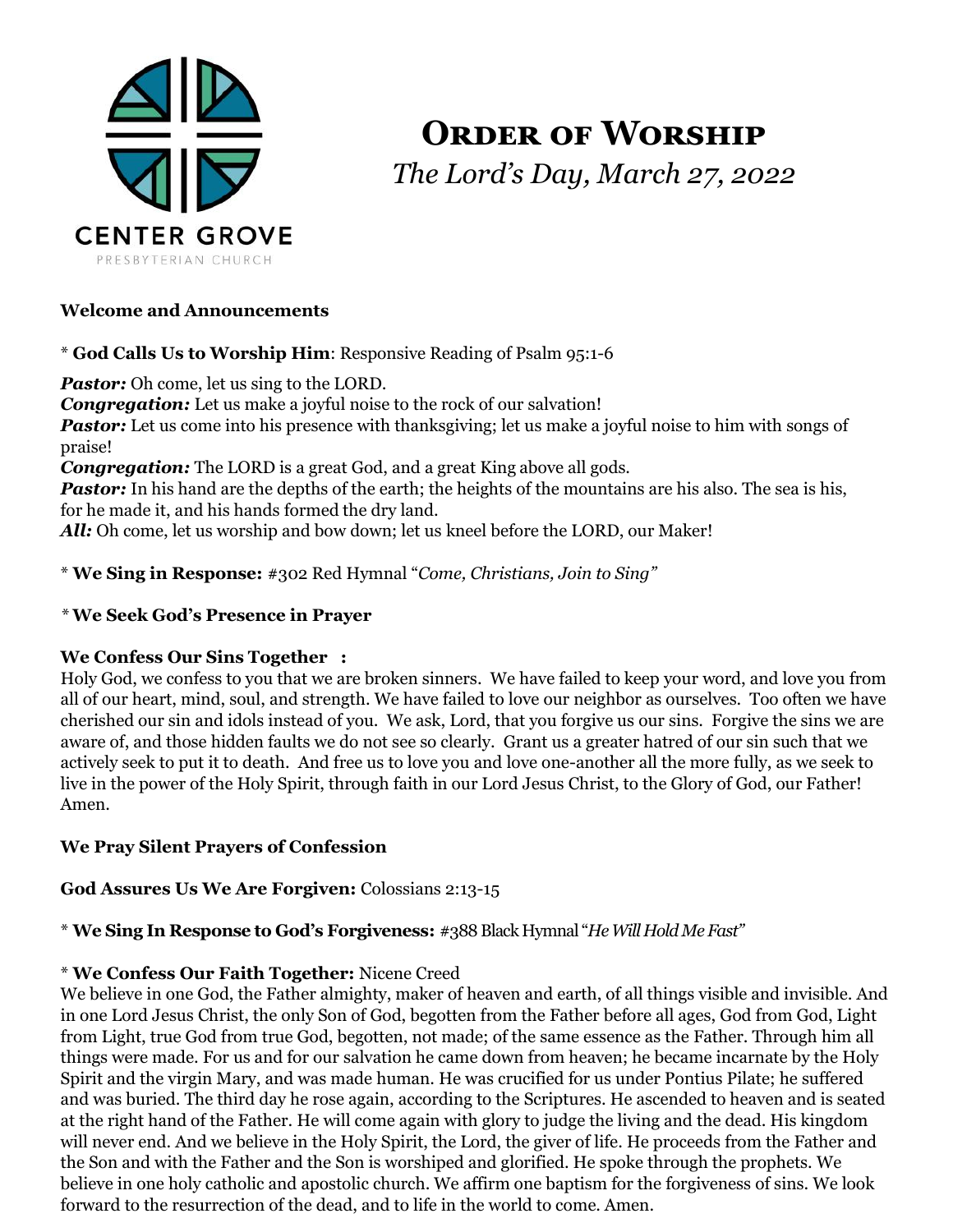CENTER GROVE
PRESBYTERIAN CHURCH

# Order of Worship

*The Lord's Day, March 27, 2022*

**Welcome and Announcements**

\* **God Calls Us to Worship Him**: Responsive Reading of Psalm 95:1-6

***Pastor:*** Oh come, let us sing to the LORD.
***Congregation:*** Let us make a joyful noise to the rock of our salvation!
***Pastor:*** Let us come into his presence with thanksgiving; let us make a joyful noise to him with songs of praise!
***Congregation:*** The LORD is a great God, and a great King above all gods.
***Pastor:*** In his hand are the depths of the earth; the heights of the mountains are his also. The sea is his, for he made it, and his hands formed the dry land.
***All:*** Oh come, let us worship and bow down; let us kneel before the LORD, our Maker!

\* **We Sing in Response:** #302 Red Hymnal "*Come, Christians, Join to Sing"*

\* **We Seek God's Presence in Prayer**

**We Confess Our Sins Together :**
Holy God, we confess to you that we are broken sinners. We have failed to keep your word, and love you from all of our heart, mind, soul, and strength. We have failed to love our neighbor as ourselves. Too often we have cherished our sin and idols instead of you. We ask, Lord, that you forgive us our sins. Forgive the sins we are aware of, and those hidden faults we do not see so clearly. Grant us a greater hatred of our sin such that we actively seek to put it to death. And free us to love you and love one-another all the more fully, as we seek to live in the power of the Holy Spirit, through faith in our Lord Jesus Christ, to the Glory of God, our Father! Amen.

**We Pray Silent Prayers of Confession**

**God Assures Us We Are Forgiven:** Colossians 2:13-15

\* **We Sing In Response to God's Forgiveness:** #388 Black Hymnal "*He Will Hold Me Fast"*

\* **We Confess Our Faith Together:** Nicene Creed
We believe in one God, the Father almighty, maker of heaven and earth, of all things visible and invisible. And in one Lord Jesus Christ, the only Son of God, begotten from the Father before all ages, God from God, Light from Light, true God from true God, begotten, not made; of the same essence as the Father. Through him all things were made. For us and for our salvation he came down from heaven; he became incarnate by the Holy Spirit and the virgin Mary, and was made human. He was crucified for us under Pontius Pilate; he suffered and was buried. The third day he rose again, according to the Scriptures. He ascended to heaven and is seated at the right hand of the Father. He will come again with glory to judge the living and the dead. His kingdom will never end. And we believe in the Holy Spirit, the Lord, the giver of life. He proceeds from the Father and the Son and with the Father and the Son is worshiped and glorified. He spoke through the prophets. We believe in one holy catholic and apostolic church. We affirm one baptism for the forgiveness of sins. We look forward to the resurrection of the dead, and to life in the world to come. Amen.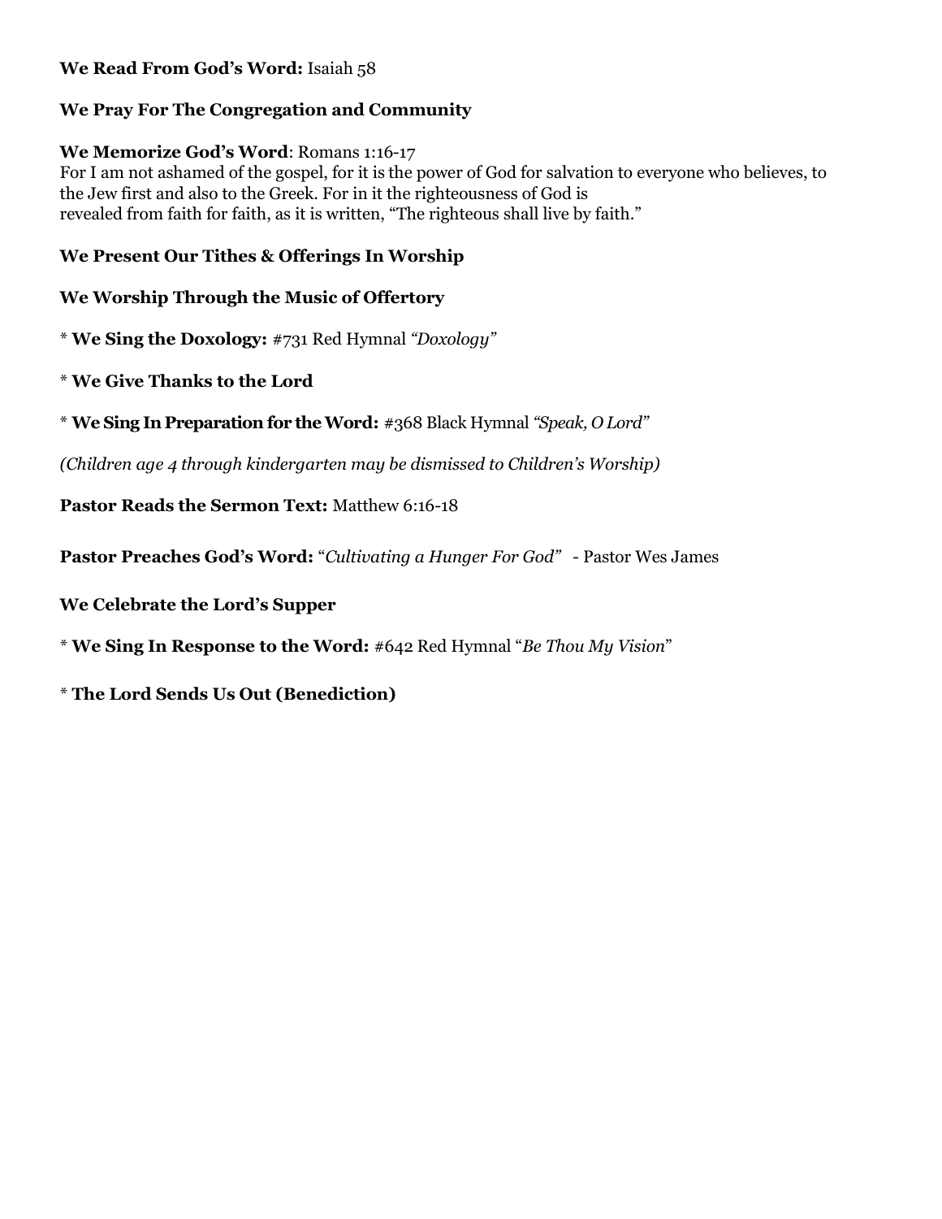**We Read From God's Word:** Isaiah 58

**We Pray For The Congregation and Community**

**We Memorize God's Word**: Romans 1:16-17
For I am not ashamed of the gospel, for it is the power of God for salvation to everyone who believes, to the Jew first and also to the Greek. For in it the righteousness of God is
revealed from faith for faith, as it is written, "The righteous shall live by faith."

**We Present Our Tithes & Offerings In Worship**

**We Worship Through the Music of Offertory**

* **We Sing the Doxology:** #731 Red Hymnal *"Doxology"*

* **We Give Thanks to the Lord**

* **We Sing In Preparation for the Word:** #368 Black Hymnal *"Speak, O Lord"*

*(Children age 4 through kindergarten may be dismissed to Children's Worship)*

**Pastor Reads the Sermon Text:** Matthew 6:16-18

**Pastor Preaches God's Word:** "*Cultivating a Hunger For God"* - Pastor Wes James

**We Celebrate the Lord's Supper**

* **We Sing In Response to the Word:** #642 Red Hymnal "*Be Thou My Vision*"

* **The Lord Sends Us Out (Benediction)**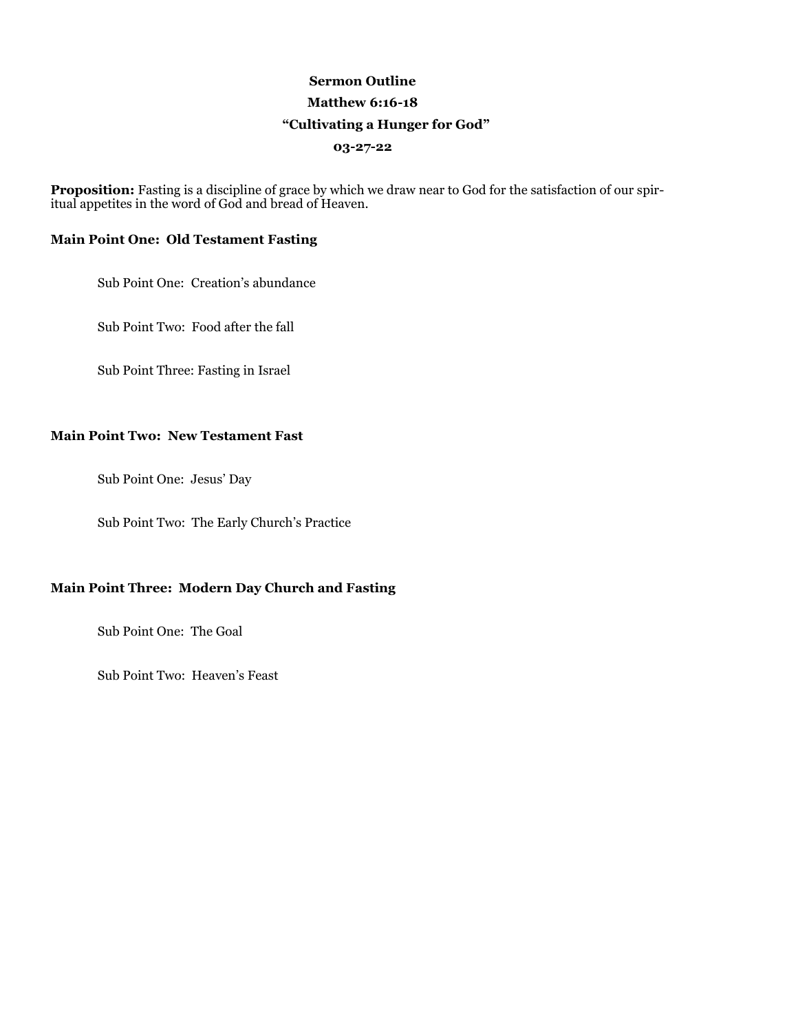**Sermon Outline**

**Matthew 6:16-18**

**"Cultivating a Hunger for God"**

**03-27-22**

**Proposition:** Fasting is a discipline of grace by which we draw near to God for the satisfaction of our spiritual appetites in the word of God and bread of Heaven.

**Main Point One: Old Testament Fasting**

Sub Point One: Creation's abundance

Sub Point Two: Food after the fall

Sub Point Three: Fasting in Israel

**Main Point Two: New Testament Fast**

Sub Point One: Jesus' Day

Sub Point Two: The Early Church's Practice

**Main Point Three: Modern Day Church and Fasting**

Sub Point One: The Goal

Sub Point Two: Heaven's Feast